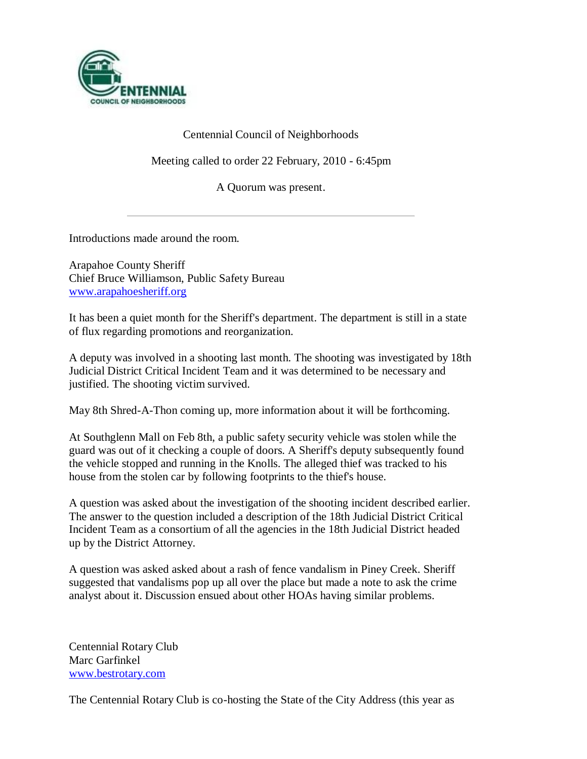CENTENNIAL
COUNCIL OF NEIGHBORHOODS

Centennial Council of Neighborhoods

Meeting called to order 22 February, 2010 - 6:45pm

A Quorum was present.

---

Introductions made around the room.

Arapahoe County Sheriff
Chief Bruce Williamson, Public Safety Bureau
www.arapahoesheriff.org

It has been a quiet month for the Sheriff's department. The department is still in a state of flux regarding promotions and reorganization.

A deputy was involved in a shooting last month. The shooting was investigated by 18th Judicial District Critical Incident Team and it was determined to be necessary and justified. The shooting victim survived.

May 8th Shred-A-Thon coming up, more information about it will be forthcoming.

At Southglenn Mall on Feb 8th, a public safety security vehicle was stolen while the guard was out of it checking a couple of doors. A Sheriff's deputy subsequently found the vehicle stopped and running in the Knolls. The alleged thief was tracked to his house from the stolen car by following footprints to the thief's house.

A question was asked about the investigation of the shooting incident described earlier. The answer to the question included a description of the 18th Judicial District Critical Incident Team as a consortium of all the agencies in the 18th Judicial District headed up by the District Attorney.

A question was asked asked about a rash of fence vandalism in Piney Creek. Sheriff suggested that vandalisms pop up all over the place but made a note to ask the crime analyst about it. Discussion ensued about other HOAs having similar problems.

Centennial Rotary Club
Marc Garfinkel
www.bestrotary.com

The Centennial Rotary Club is co-hosting the State of the City Address (this year as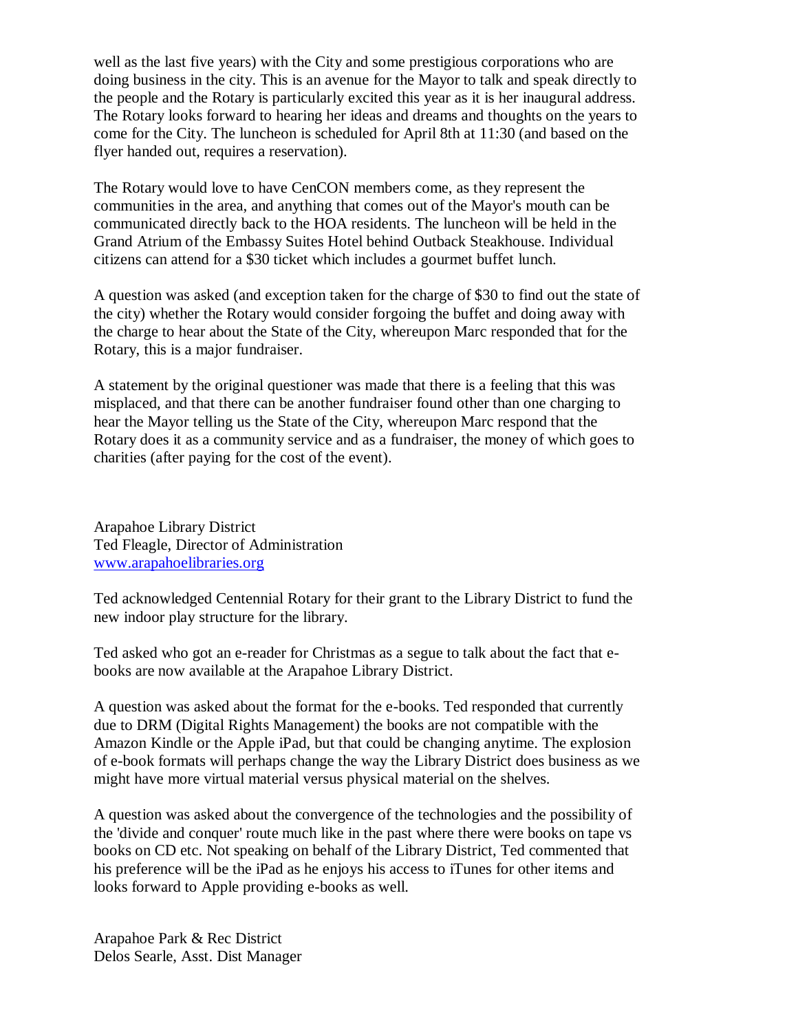well as the last five years) with the City and some prestigious corporations who are doing business in the city. This is an avenue for the Mayor to talk and speak directly to the people and the Rotary is particularly excited this year as it is her inaugural address. The Rotary looks forward to hearing her ideas and dreams and thoughts on the years to come for the City. The luncheon is scheduled for April 8th at 11:30 (and based on the flyer handed out, requires a reservation).

The Rotary would love to have CenCON members come, as they represent the communities in the area, and anything that comes out of the Mayor's mouth can be communicated directly back to the HOA residents. The luncheon will be held in the Grand Atrium of the Embassy Suites Hotel behind Outback Steakhouse. Individual citizens can attend for a $30 ticket which includes a gourmet buffet lunch.

A question was asked (and exception taken for the charge of $30 to find out the state of the city) whether the Rotary would consider forgoing the buffet and doing away with the charge to hear about the State of the City, whereupon Marc responded that for the Rotary, this is a major fundraiser.

A statement by the original questioner was made that there is a feeling that this was misplaced, and that there can be another fundraiser found other than one charging to hear the Mayor telling us the State of the City, whereupon Marc respond that the Rotary does it as a community service and as a fundraiser, the money of which goes to charities (after paying for the cost of the event).

Arapahoe Library District
Ted Fleagle, Director of Administration
[www.arapahoelibraries.org](http://www.arapahoelibraries.org)

Ted acknowledged Centennial Rotary for their grant to the Library District to fund the new indoor play structure for the library.

Ted asked who got an e-reader for Christmas as a segue to talk about the fact that e-books are now available at the Arapahoe Library District.

A question was asked about the format for the e-books. Ted responded that currently due to DRM (Digital Rights Management) the books are not compatible with the Amazon Kindle or the Apple iPad, but that could be changing anytime. The explosion of e-book formats will perhaps change the way the Library District does business as we might have more virtual material versus physical material on the shelves.

A question was asked about the convergence of the technologies and the possibility of the 'divide and conquer' route much like in the past where there were books on tape vs books on CD etc. Not speaking on behalf of the Library District, Ted commented that his preference will be the iPad as he enjoys his access to iTunes for other items and looks forward to Apple providing e-books as well.

Arapahoe Park & Rec District
Delos Searle, Asst. Dist Manager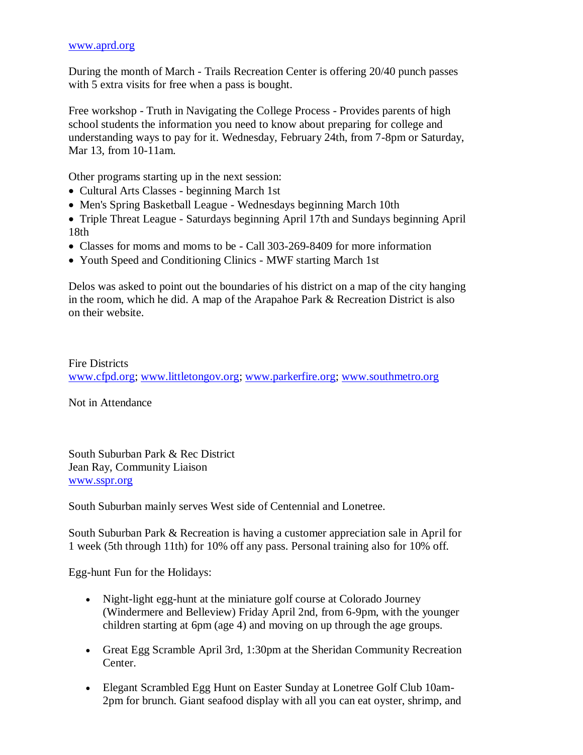www.aprd.org

During the month of March - Trails Recreation Center is offering 20/40 punch passes with 5 extra visits for free when a pass is bought.

Free workshop - Truth in Navigating the College Process - Provides parents of high school students the information you need to know about preparing for college and understanding ways to pay for it. Wednesday, February 24th, from 7-8pm or Saturday, Mar 13, from 10-11am.

Other programs starting up in the next session:

- Cultural Arts Classes - beginning March 1st
- Men's Spring Basketball League - Wednesdays beginning March 10th
- Triple Threat League - Saturdays beginning April 17th and Sundays beginning April 18th
- Classes for moms and moms to be - Call 303-269-8409 for more information
- Youth Speed and Conditioning Clinics - MWF starting March 1st

Delos was asked to point out the boundaries of his district on a map of the city hanging in the room, which he did. A map of the Arapahoe Park & Recreation District is also on their website.

Fire Districts
www.cfpd.org; www.littletongov.org; www.parkerfire.org; www.southmetro.org

Not in Attendance

South Suburban Park & Rec District
Jean Ray, Community Liaison
www.sspr.org

South Suburban mainly serves West side of Centennial and Lonetree.

South Suburban Park & Recreation is having a customer appreciation sale in April for 1 week (5th through 11th) for 10% off any pass. Personal training also for 10% off.

Egg-hunt Fun for the Holidays:

- Night-light egg-hunt at the miniature golf course at Colorado Journey (Windermere and Belleview) Friday April 2nd, from 6-9pm, with the younger children starting at 6pm (age 4) and moving on up through the age groups.

- Great Egg Scramble April 3rd, 1:30pm at the Sheridan Community Recreation Center.

- Elegant Scrambled Egg Hunt on Easter Sunday at Lonetree Golf Club 10am-2pm for brunch. Giant seafood display with all you can eat oyster, shrimp, and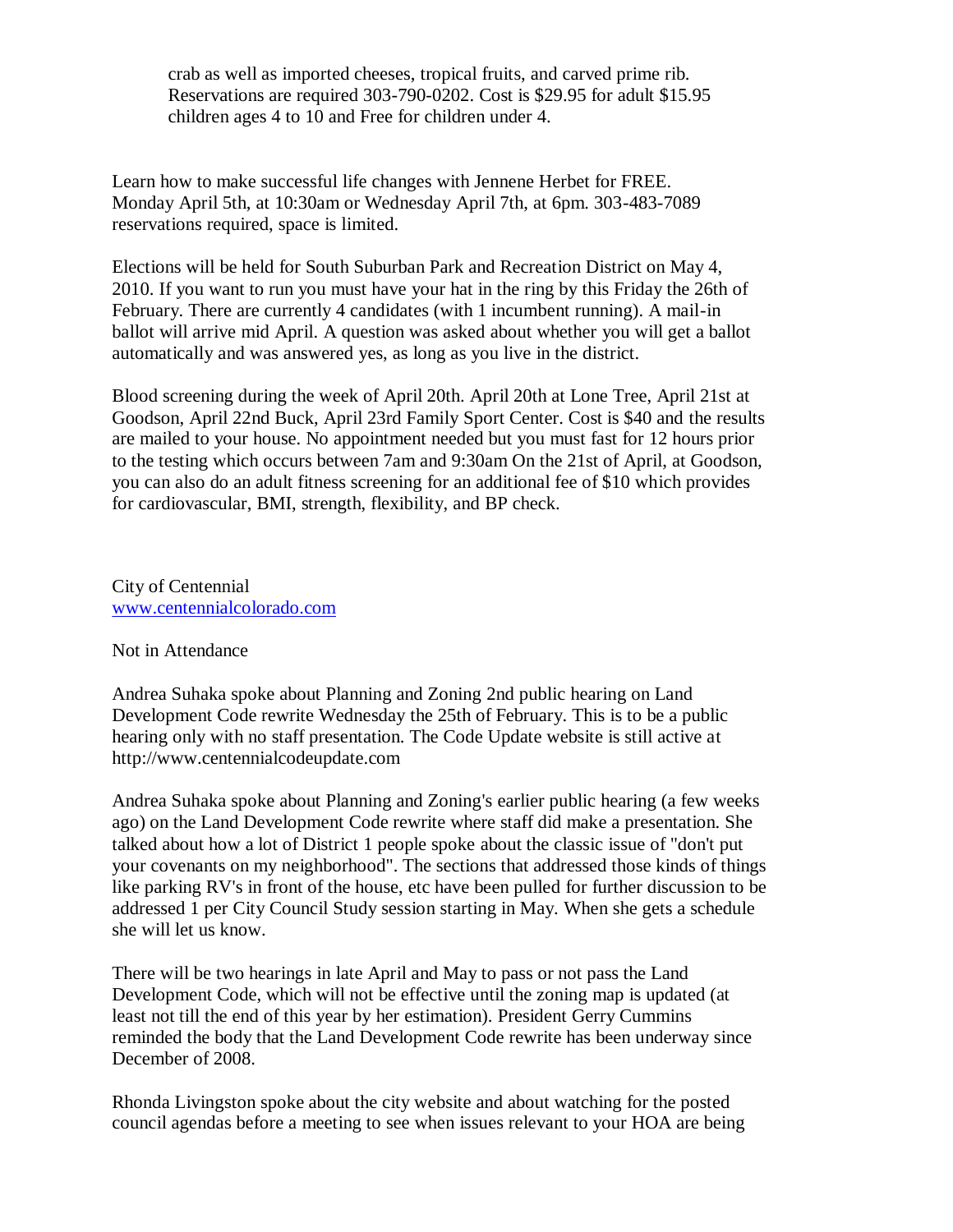crab as well as imported cheeses, tropical fruits, and carved prime rib. Reservations are required 303-790-0202. Cost is $29.95 for adult $15.95 children ages 4 to 10 and Free for children under 4.

Learn how to make successful life changes with Jennene Herbet for FREE. Monday April 5th, at 10:30am or Wednesday April 7th, at 6pm. 303-483-7089 reservations required, space is limited.

Elections will be held for South Suburban Park and Recreation District on May 4, 2010. If you want to run you must have your hat in the ring by this Friday the 26th of February. There are currently 4 candidates (with 1 incumbent running). A mail-in ballot will arrive mid April. A question was asked about whether you will get a ballot automatically and was answered yes, as long as you live in the district.

Blood screening during the week of April 20th. April 20th at Lone Tree, April 21st at Goodson, April 22nd Buck, April 23rd Family Sport Center. Cost is $40 and the results are mailed to your house. No appointment needed but you must fast for 12 hours prior to the testing which occurs between 7am and 9:30am On the 21st of April, at Goodson, you can also do an adult fitness screening for an additional fee of $10 which provides for cardiovascular, BMI, strength, flexibility, and BP check.

City of Centennial
[www.centennialcolorado.com](http://www.centennialcolorado.com)

Not in Attendance

Andrea Suhaka spoke about Planning and Zoning 2nd public hearing on Land Development Code rewrite Wednesday the 25th of February. This is to be a public hearing only with no staff presentation. The Code Update website is still active at http://www.centennialcodeupdate.com

Andrea Suhaka spoke about Planning and Zoning's earlier public hearing (a few weeks ago) on the Land Development Code rewrite where staff did make a presentation. She talked about how a lot of District 1 people spoke about the classic issue of "don't put your covenants on my neighborhood". The sections that addressed those kinds of things like parking RV's in front of the house, etc have been pulled for further discussion to be addressed 1 per City Council Study session starting in May. When she gets a schedule she will let us know.

There will be two hearings in late April and May to pass or not pass the Land Development Code, which will not be effective until the zoning map is updated (at least not till the end of this year by her estimation). President Gerry Cummins reminded the body that the Land Development Code rewrite has been underway since December of 2008.

Rhonda Livingston spoke about the city website and about watching for the posted council agendas before a meeting to see when issues relevant to your HOA are being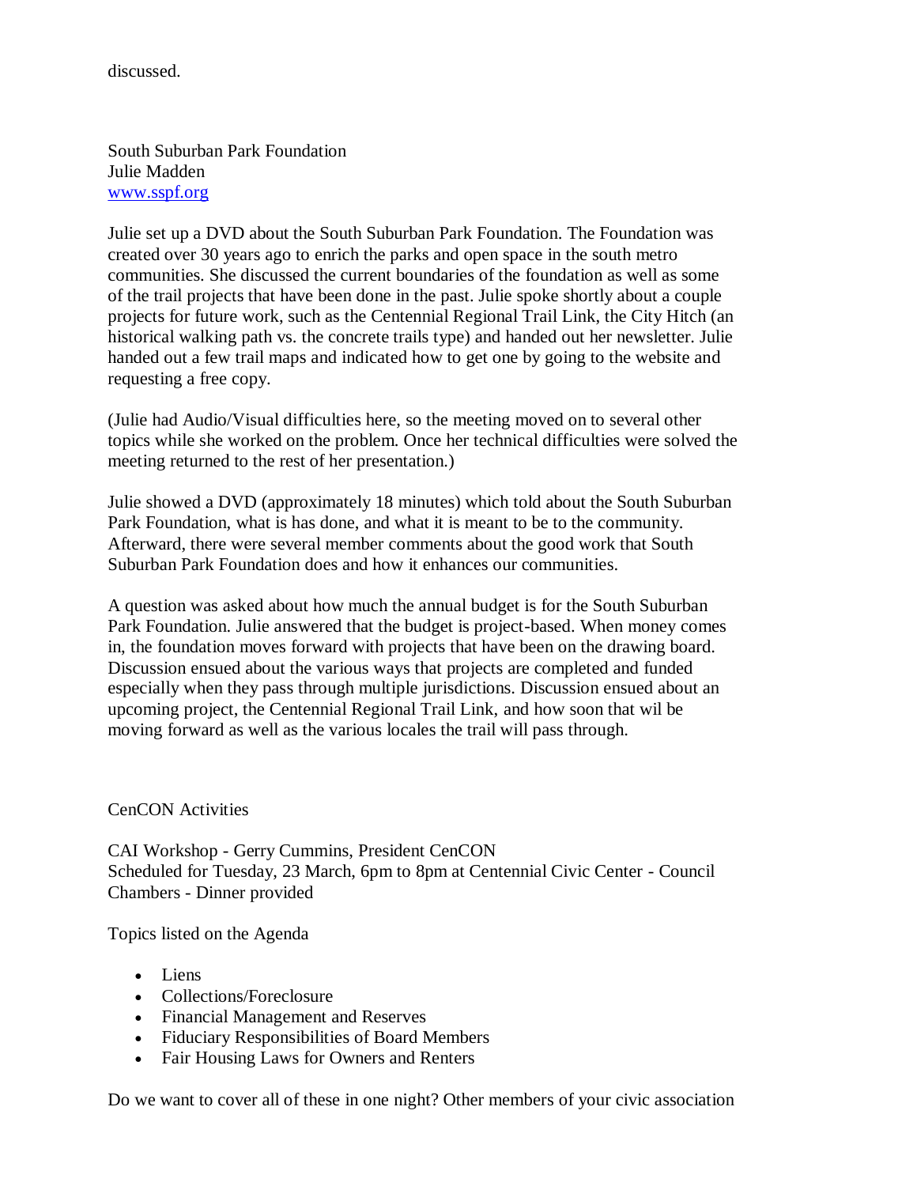discussed.

South Suburban Park Foundation
Julie Madden
www.sspf.org

Julie set up a DVD about the South Suburban Park Foundation. The Foundation was created over 30 years ago to enrich the parks and open space in the south metro communities. She discussed the current boundaries of the foundation as well as some of the trail projects that have been done in the past. Julie spoke shortly about a couple projects for future work, such as the Centennial Regional Trail Link, the City Hitch (an historical walking path vs. the concrete trails type) and handed out her newsletter. Julie handed out a few trail maps and indicated how to get one by going to the website and requesting a free copy.

(Julie had Audio/Visual difficulties here, so the meeting moved on to several other topics while she worked on the problem. Once her technical difficulties were solved the meeting returned to the rest of her presentation.)

Julie showed a DVD (approximately 18 minutes) which told about the South Suburban Park Foundation, what is has done, and what it is meant to be to the community. Afterward, there were several member comments about the good work that South Suburban Park Foundation does and how it enhances our communities.

A question was asked about how much the annual budget is for the South Suburban Park Foundation. Julie answered that the budget is project-based. When money comes in, the foundation moves forward with projects that have been on the drawing board. Discussion ensued about the various ways that projects are completed and funded especially when they pass through multiple jurisdictions. Discussion ensued about an upcoming project, the Centennial Regional Trail Link, and how soon that wil be moving forward as well as the various locales the trail will pass through.

CenCON Activities

CAI Workshop - Gerry Cummins, President CenCON
Scheduled for Tuesday, 23 March, 6pm to 8pm at Centennial Civic Center - Council Chambers - Dinner provided

Topics listed on the Agenda

- Liens
- Collections/Foreclosure
- Financial Management and Reserves
- Fiduciary Responsibilities of Board Members
- Fair Housing Laws for Owners and Renters

Do we want to cover all of these in one night? Other members of your civic association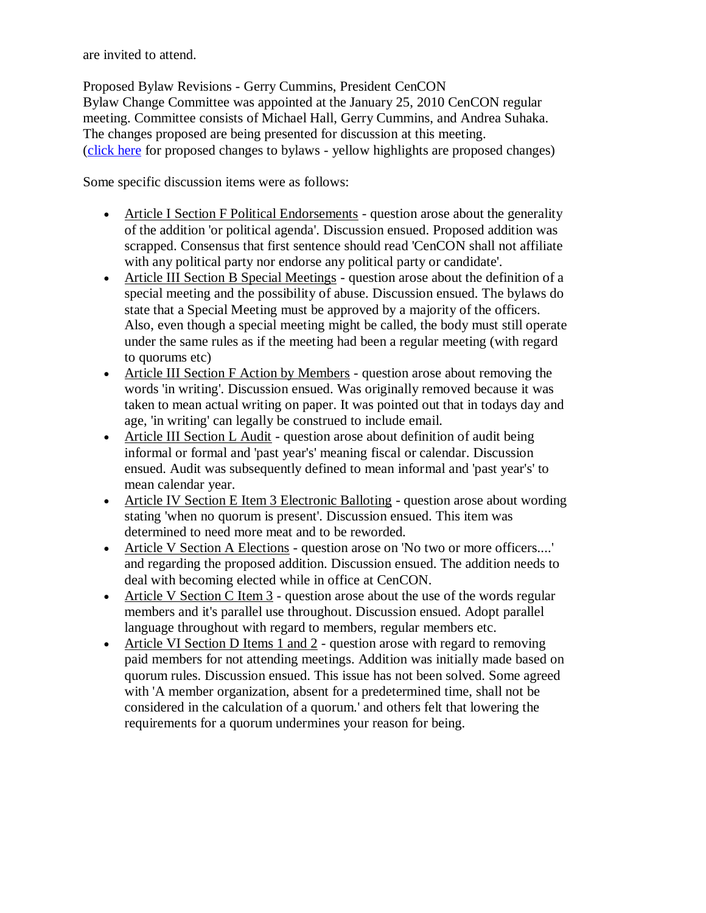are invited to attend.

Proposed Bylaw Revisions - Gerry Cummins, President CenCON
Bylaw Change Committee was appointed at the January 25, 2010 CenCON regular meeting. Committee consists of Michael Hall, Gerry Cummins, and Andrea Suhaka. The changes proposed are being presented for discussion at this meeting.
(click here for proposed changes to bylaws - yellow highlights are proposed changes)

Some specific discussion items were as follows:

- Article I Section F Political Endorsements - question arose about the generality of the addition 'or political agenda'. Discussion ensued. Proposed addition was scrapped. Consensus that first sentence should read 'CenCON shall not affiliate with any political party nor endorse any political party or candidate'.
- Article III Section B Special Meetings - question arose about the definition of a special meeting and the possibility of abuse. Discussion ensued. The bylaws do state that a Special Meeting must be approved by a majority of the officers. Also, even though a special meeting might be called, the body must still operate under the same rules as if the meeting had been a regular meeting (with regard to quorums etc)
- Article III Section F Action by Members - question arose about removing the words 'in writing'. Discussion ensued. Was originally removed because it was taken to mean actual writing on paper. It was pointed out that in todays day and age, 'in writing' can legally be construed to include email.
- Article III Section L Audit - question arose about definition of audit being informal or formal and 'past year's' meaning fiscal or calendar. Discussion ensued. Audit was subsequently defined to mean informal and 'past year's' to mean calendar year.
- Article IV Section E Item 3 Electronic Balloting - question arose about wording stating 'when no quorum is present'. Discussion ensued. This item was determined to need more meat and to be reworded.
- Article V Section A Elections - question arose on 'No two or more officers....' and regarding the proposed addition. Discussion ensued. The addition needs to deal with becoming elected while in office at CenCON.
- Article V Section C Item 3 - question arose about the use of the words regular members and it's parallel use throughout. Discussion ensued. Adopt parallel language throughout with regard to members, regular members etc.
- Article VI Section D Items 1 and 2 - question arose with regard to removing paid members for not attending meetings. Addition was initially made based on quorum rules. Discussion ensued. This issue has not been solved. Some agreed with 'A member organization, absent for a predetermined time, shall not be considered in the calculation of a quorum.' and others felt that lowering the requirements for a quorum undermines your reason for being.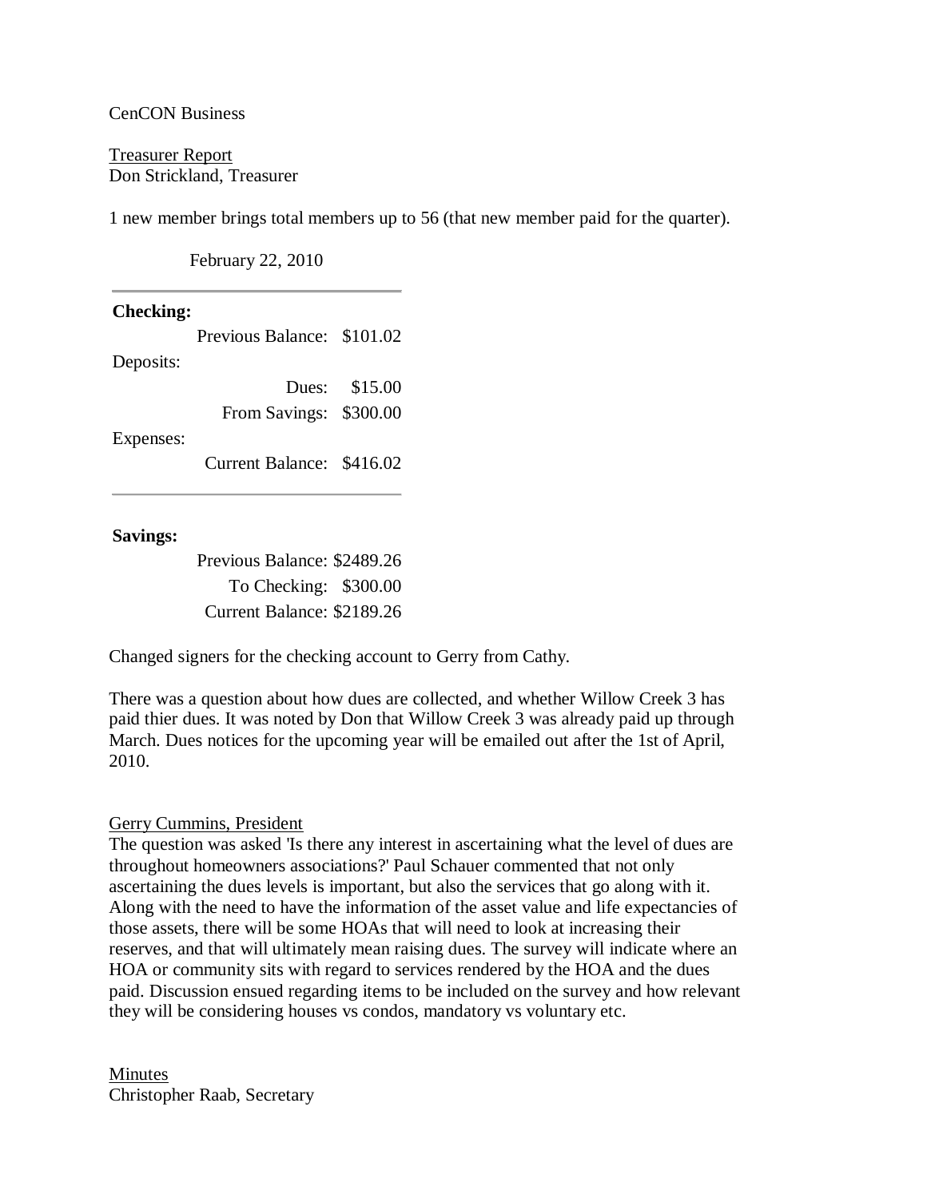CenCON Business

<u>Treasurer Report</u>
Don Strickland, Treasurer

1 new member brings total members up to 56 (that new member paid for the quarter).

February 22, 2010

| **Checking:** | |
|---|---|
| Previous Balance: | $101.02 |
| Deposits: | |
| Dues: | $15.00 |
| From Savings: | $300.00 |
| Expenses: | |
| Current Balance: | $416.02 |

| **Savings:** | |
|---|---|
| Previous Balance: | $2489.26 |
| To Checking: | $300.00 |
| Current Balance: | $2189.26 |

Changed signers for the checking account to Gerry from Cathy.

There was a question about how dues are collected, and whether Willow Creek 3 has paid thier dues. It was noted by Don that Willow Creek 3 was already paid up through March. Dues notices for the upcoming year will be emailed out after the 1st of April, 2010.

<u>Gerry Cummins, President</u>
The question was asked 'Is there any interest in ascertaining what the level of dues are throughout homeowners associations?' Paul Schauer commented that not only ascertaining the dues levels is important, but also the services that go along with it. Along with the need to have the information of the asset value and life expectancies of those assets, there will be some HOAs that will need to look at increasing their reserves, and that will ultimately mean raising dues. The survey will indicate where an HOA or community sits with regard to services rendered by the HOA and the dues paid. Discussion ensued regarding items to be included on the survey and how relevant they will be considering houses vs condos, mandatory vs voluntary etc.

<u>Minutes</u>
Christopher Raab, Secretary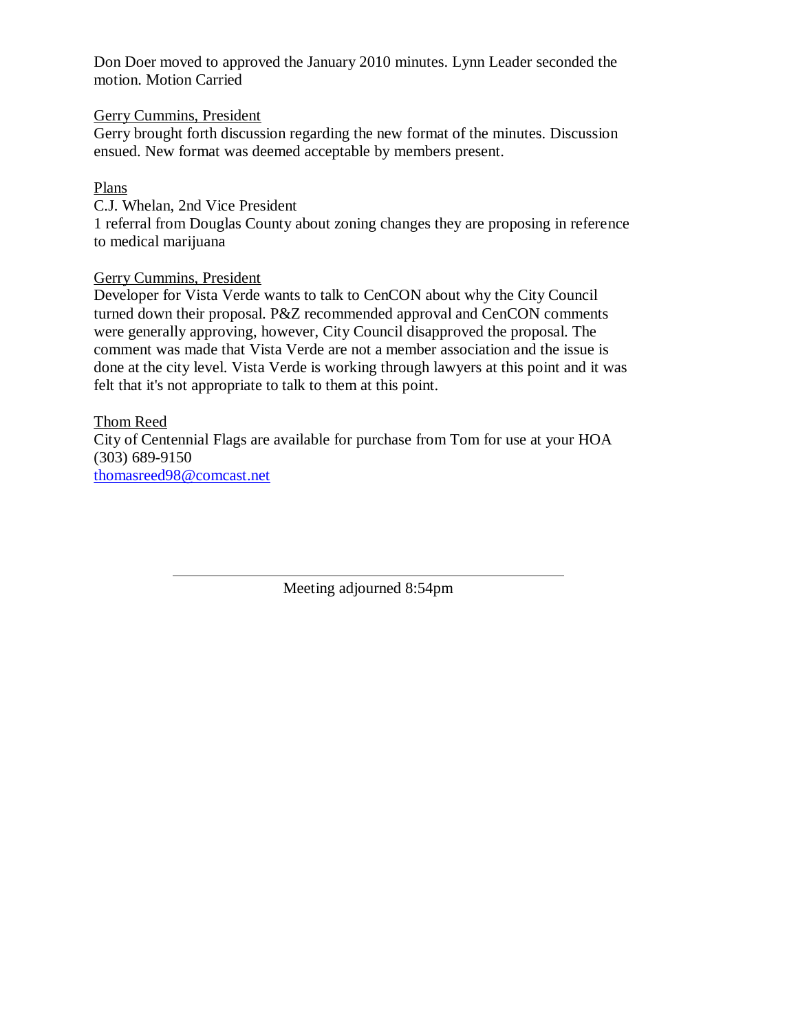Don Doer moved to approved the January 2010 minutes. Lynn Leader seconded the motion. Motion Carried

Gerry Cummins, President

Gerry brought forth discussion regarding the new format of the minutes. Discussion ensued. New format was deemed acceptable by members present.

Plans

C.J. Whelan, 2nd Vice President

1 referral from Douglas County about zoning changes they are proposing in reference to medical marijuana

Gerry Cummins, President

Developer for Vista Verde wants to talk to CenCON about why the City Council turned down their proposal. P&Z recommended approval and CenCON comments were generally approving, however, City Council disapproved the proposal. The comment was made that Vista Verde are not a member association and the issue is done at the city level. Vista Verde is working through lawyers at this point and it was felt that it's not appropriate to talk to them at this point.

Thom Reed

City of Centennial Flags are available for purchase from Tom for use at your HOA (303) 689-9150

thomasreed98@comcast.net

---

Meeting adjourned 8:54pm